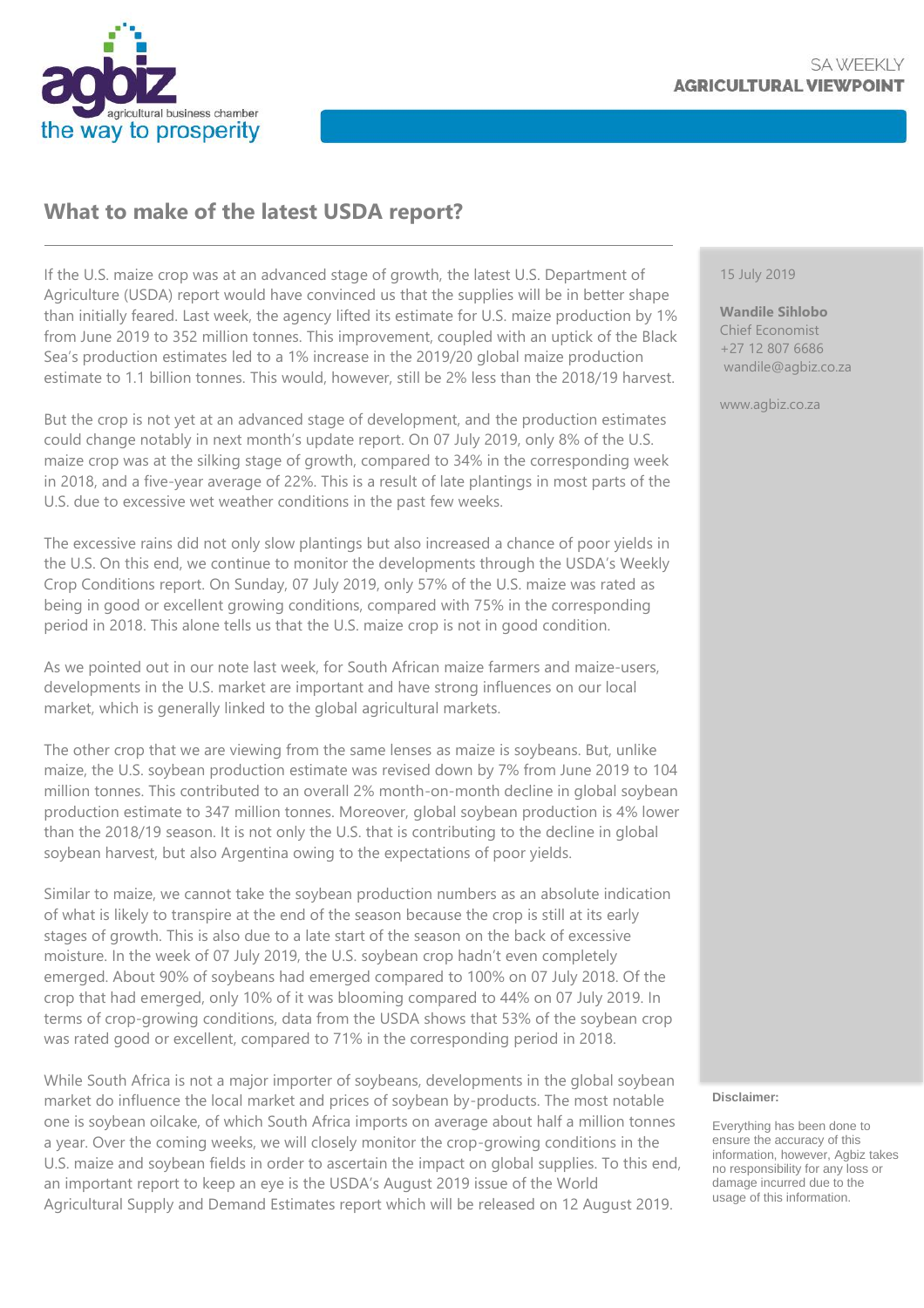SA WEEKLY
**AGRICULTURAL VIEWPOINT**

# What to make of the latest USDA report?

15 July 2019

**Wandile Sihlobo**
Chief Economist
+27 12 807 6686
wandile@agbiz.co.za

www.agbiz.co.za

If the U.S. maize crop was at an advanced stage of growth, the latest U.S. Department of Agriculture (USDA) report would have convinced us that the supplies will be in better shape than initially feared. Last week, the agency lifted its estimate for U.S. maize production by 1% from June 2019 to 352 million tonnes. This improvement, coupled with an uptick of the Black Sea's production estimates led to a 1% increase in the 2019/20 global maize production estimate to 1.1 billion tonnes. This would, however, still be 2% less than the 2018/19 harvest.

But the crop is not yet at an advanced stage of development, and the production estimates could change notably in next month's update report. On 07 July 2019, only 8% of the U.S. maize crop was at the silking stage of growth, compared to 34% in the corresponding week in 2018, and a five-year average of 22%. This is a result of late plantings in most parts of the U.S. due to excessive wet weather conditions in the past few weeks.

The excessive rains did not only slow plantings but also increased a chance of poor yields in the U.S. On this end, we continue to monitor the developments through the USDA's Weekly Crop Conditions report. On Sunday, 07 July 2019, only 57% of the U.S. maize was rated as being in good or excellent growing conditions, compared with 75% in the corresponding period in 2018. This alone tells us that the U.S. maize crop is not in good condition.

As we pointed out in our note last week, for South African maize farmers and maize-users, developments in the U.S. market are important and have strong influences on our local market, which is generally linked to the global agricultural markets.

The other crop that we are viewing from the same lenses as maize is soybeans. But, unlike maize, the U.S. soybean production estimate was revised down by 7% from June 2019 to 104 million tonnes. This contributed to an overall 2% month-on-month decline in global soybean production estimate to 347 million tonnes. Moreover, global soybean production is 4% lower than the 2018/19 season. It is not only the U.S. that is contributing to the decline in global soybean harvest, but also Argentina owing to the expectations of poor yields.

Similar to maize, we cannot take the soybean production numbers as an absolute indication of what is likely to transpire at the end of the season because the crop is still at its early stages of growth. This is also due to a late start of the season on the back of excessive moisture. In the week of 07 July 2019, the U.S. soybean crop hadn't even completely emerged. About 90% of soybeans had emerged compared to 100% on 07 July 2018. Of the crop that had emerged, only 10% of it was blooming compared to 44% on 07 July 2019. In terms of crop-growing conditions, data from the USDA shows that 53% of the soybean crop was rated good or excellent, compared to 71% in the corresponding period in 2018.

While South Africa is not a major importer of soybeans, developments in the global soybean market do influence the local market and prices of soybean by-products. The most notable one is soybean oilcake, of which South Africa imports on average about half a million tonnes a year. Over the coming weeks, we will closely monitor the crop-growing conditions in the U.S. maize and soybean fields in order to ascertain the impact on global supplies. To this end, an important report to keep an eye is the USDA's August 2019 issue of the World Agricultural Supply and Demand Estimates report which will be released on 12 August 2019.

**Disclaimer:**

Everything has been done to ensure the accuracy of this information, however, Agbiz takes no responsibility for any loss or damage incurred due to the usage of this information.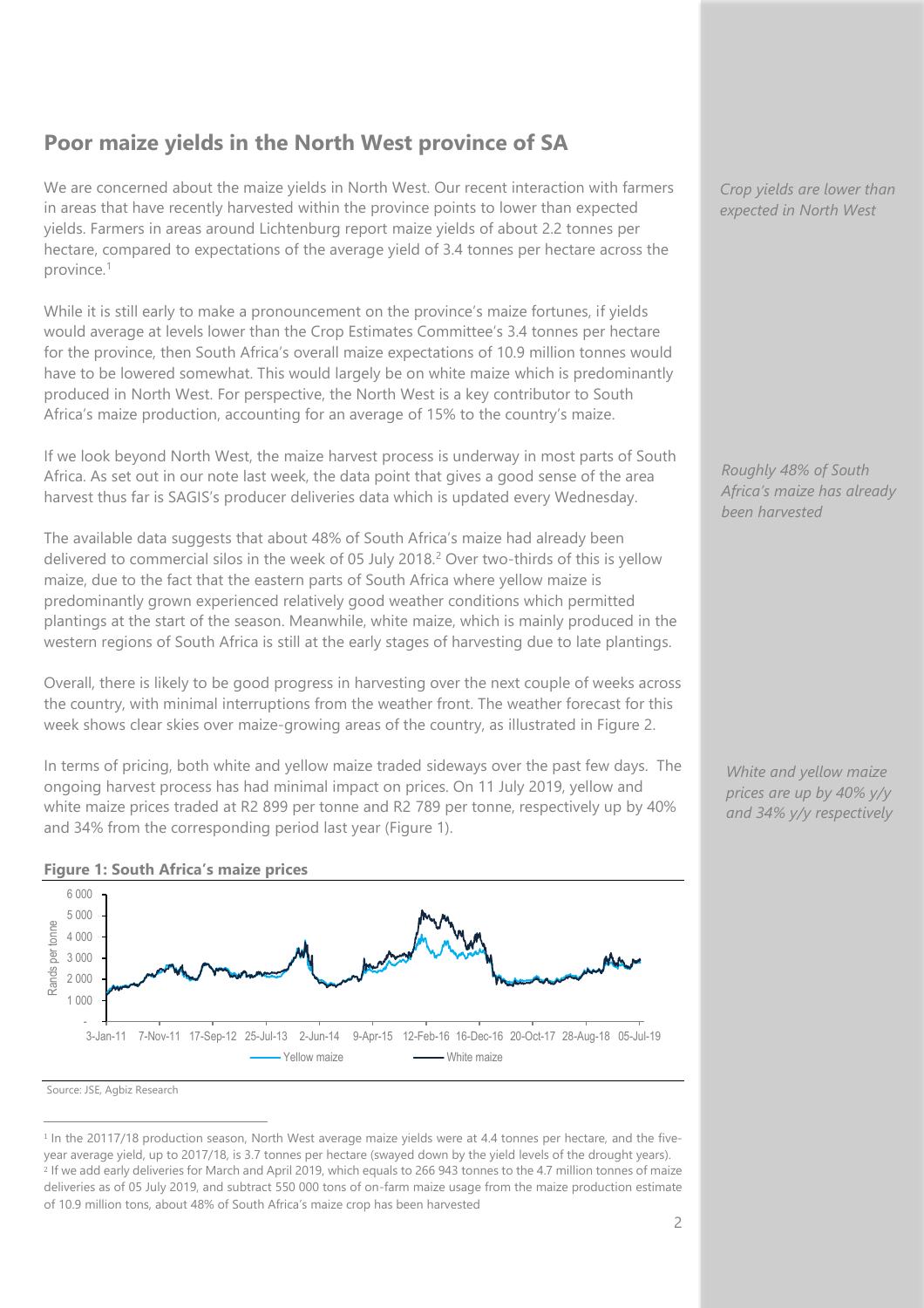## Poor maize yields in the North West province of SA

*Crop yields are lower than expected in North West*

We are concerned about the maize yields in North West. Our recent interaction with farmers in areas that have recently harvested within the province points to lower than expected yields. Farmers in areas around Lichtenburg report maize yields of about 2.2 tonnes per hectare, compared to expectations of the average yield of 3.4 tonnes per hectare across the province.[1]

While it is still early to make a pronouncement on the province's maize fortunes, if yields would average at levels lower than the Crop Estimates Committee's 3.4 tonnes per hectare for the province, then South Africa's overall maize expectations of 10.9 million tonnes would have to be lowered somewhat. This would largely be on white maize which is predominantly produced in North West. For perspective, the North West is a key contributor to South Africa's maize production, accounting for an average of 15% to the country's maize.

*Roughly 48% of South Africa's maize has already been harvested*

If we look beyond North West, the maize harvest process is underway in most parts of South Africa. As set out in our note last week, the data point that gives a good sense of the area harvest thus far is SAGIS's producer deliveries data which is updated every Wednesday.

The available data suggests that about 48% of South Africa's maize had already been delivered to commercial silos in the week of 05 July 2018.[2] Over two-thirds of this is yellow maize, due to the fact that the eastern parts of South Africa where yellow maize is predominantly grown experienced relatively good weather conditions which permitted plantings at the start of the season. Meanwhile, white maize, which is mainly produced in the western regions of South Africa is still at the early stages of harvesting due to late plantings.

Overall, there is likely to be good progress in harvesting over the next couple of weeks across the country, with minimal interruptions from the weather front. The weather forecast for this week shows clear skies over maize-growing areas of the country, as illustrated in Figure 2.

*White and yellow maize prices are up by 40% y/y and 34% y/y respectively*

In terms of pricing, both white and yellow maize traded sideways over the past few days. The ongoing harvest process has had minimal impact on prices. On 11 July 2019, yellow and white maize prices traded at R2 899 per tonne and R2 789 per tonne, respectively up by 40% and 34% from the corresponding period last year (Figure 1).

**Figure 1: South Africa's maize prices**

Source: JSE, Agbiz Research

[1] In the 20117/18 production season, North West average maize yields were at 4.4 tonnes per hectare, and the five-year average yield, up to 2017/18, is 3.7 tonnes per hectare (swayed down by the yield levels of the drought years).

[2] If we add early deliveries for March and April 2019, which equals to 266 943 tonnes to the 4.7 million tonnes of maize deliveries as of 05 July 2019, and subtract 550 000 tons of on-farm maize usage from the maize production estimate of 10.9 million tons, about 48% of South Africa's maize crop has been harvested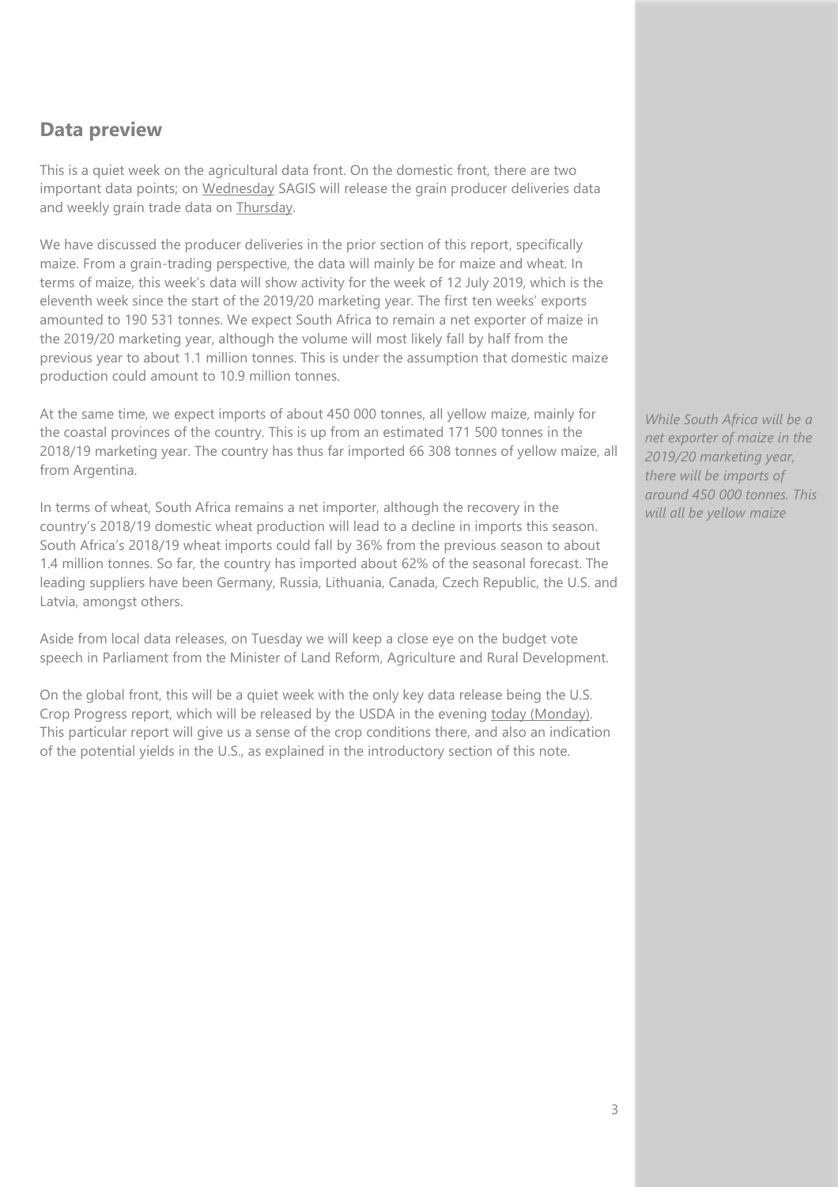## Data preview

This is a quiet week on the agricultural data front. On the domestic front, there are two important data points; on Wednesday SAGIS will release the grain producer deliveries data and weekly grain trade data on Thursday.

We have discussed the producer deliveries in the prior section of this report, specifically maize. From a grain-trading perspective, the data will mainly be for maize and wheat. In terms of maize, this week's data will show activity for the week of 12 July 2019, which is the eleventh week since the start of the 2019/20 marketing year. The first ten weeks' exports amounted to 190 531 tonnes. We expect South Africa to remain a net exporter of maize in the 2019/20 marketing year, although the volume will most likely fall by half from the previous year to about 1.1 million tonnes. This is under the assumption that domestic maize production could amount to 10.9 million tonnes.

At the same time, we expect imports of about 450 000 tonnes, all yellow maize, mainly for the coastal provinces of the country. This is up from an estimated 171 500 tonnes in the 2018/19 marketing year. The country has thus far imported 66 308 tonnes of yellow maize, all from Argentina.

*While South Africa will be a net exporter of maize in the 2019/20 marketing year, there will be imports of around 450 000 tonnes. This will all be yellow maize*

In terms of wheat, South Africa remains a net importer, although the recovery in the country's 2018/19 domestic wheat production will lead to a decline in imports this season. South Africa's 2018/19 wheat imports could fall by 36% from the previous season to about 1.4 million tonnes. So far, the country has imported about 62% of the seasonal forecast. The leading suppliers have been Germany, Russia, Lithuania, Canada, Czech Republic, the U.S. and Latvia, amongst others.

Aside from local data releases, on Tuesday we will keep a close eye on the budget vote speech in Parliament from the Minister of Land Reform, Agriculture and Rural Development.

On the global front, this will be a quiet week with the only key data release being the U.S. Crop Progress report, which will be released by the USDA in the evening today (Monday). This particular report will give us a sense of the crop conditions there, and also an indication of the potential yields in the U.S., as explained in the introductory section of this note.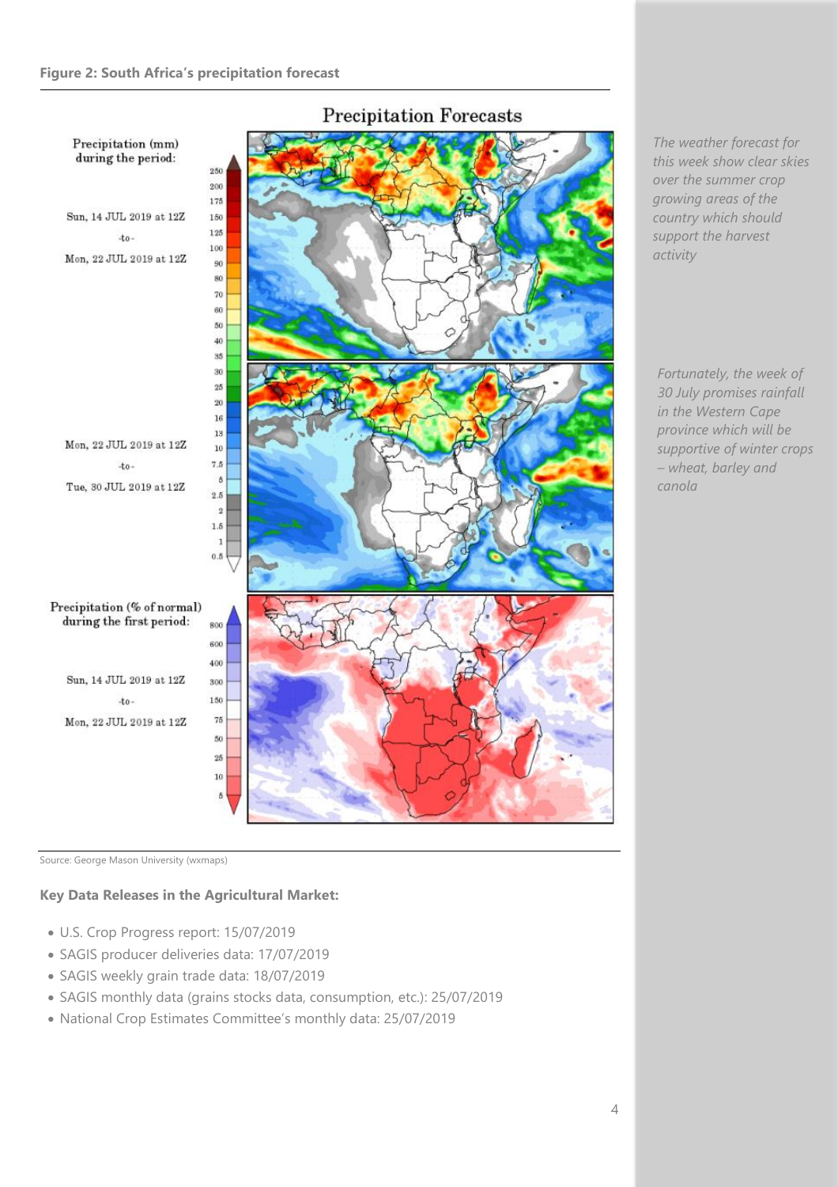**Figure 2: South Africa's precipitation forecast**

Precipitation Forecasts

Precipitation (mm) during the period:

Sun, 14 JUL 2019 at 12Z -to- Mon, 22 JUL 2019 at 12Z

Mon, 22 JUL 2019 at 12Z -to- Tue, 30 JUL 2019 at 12Z

250 200 175 150 125 100 90 80 70 60 50 40 35 30 25 20 16 13 10 7.5 5 2.5 2 1.5 1 0.5

Precipitation (% of normal) during the first period:

Sun, 14 JUL 2019 at 12Z -to- Mon, 22 JUL 2019 at 12Z

800 600 400 300 150 75 50 25 10 5

Source: George Mason University (wxmaps)

*The weather forecast for this week show clear skies over the summer crop growing areas of the country which should support the harvest activity*

*Fortunately, the week of 30 July promises rainfall in the Western Cape province which will be supportive of winter crops – wheat, barley and canola*

**Key Data Releases in the Agricultural Market:**

- U.S. Crop Progress report: 15/07/2019
- SAGIS producer deliveries data: 17/07/2019
- SAGIS weekly grain trade data: 18/07/2019
- SAGIS monthly data (grains stocks data, consumption, etc.): 25/07/2019
- National Crop Estimates Committee's monthly data: 25/07/2019